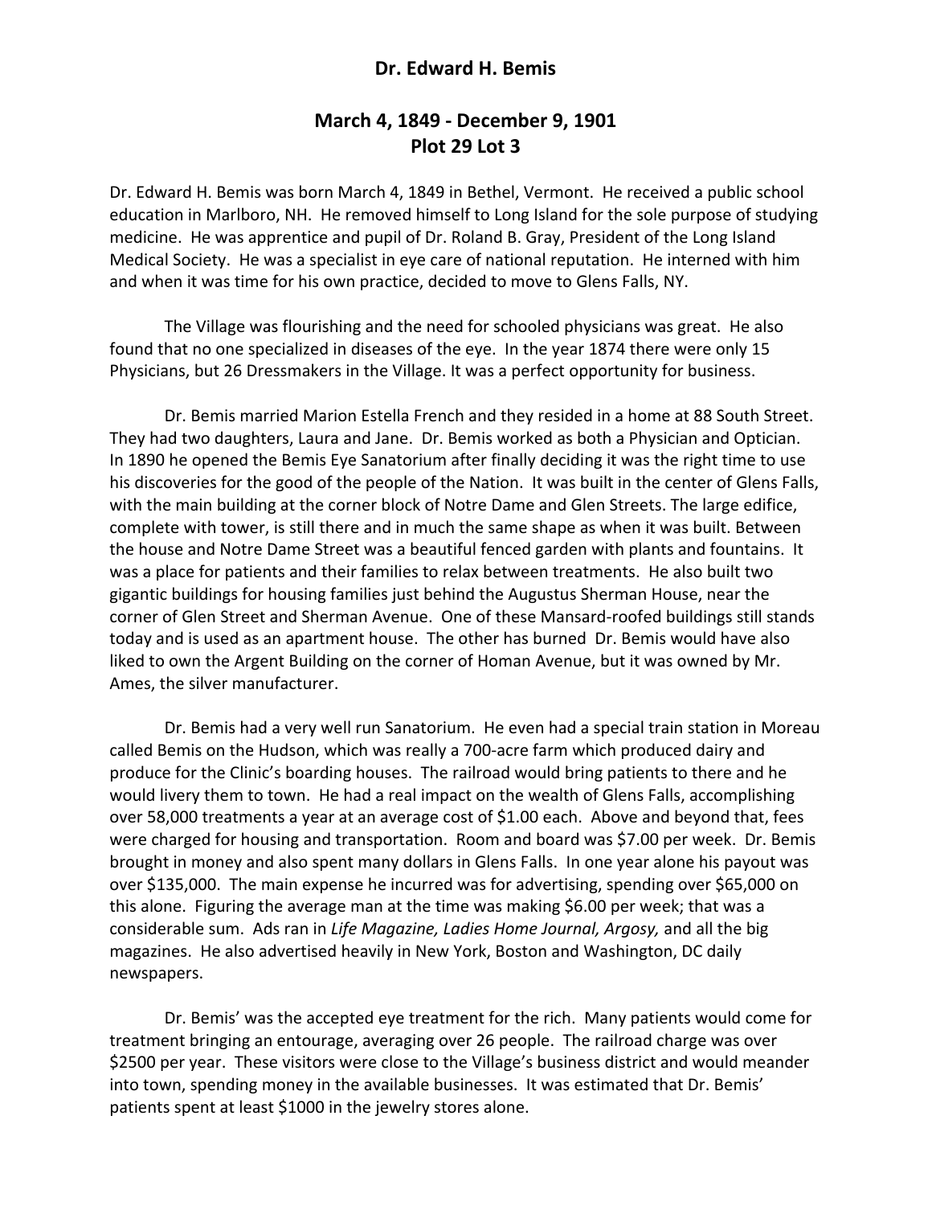# Dr. Edward H. Bemis

## March 4, 1849 - December 9, 1901
## Plot 29 Lot 3

Dr. Edward H. Bemis was born March 4, 1849 in Bethel, Vermont. He received a public school education in Marlboro, NH. He removed himself to Long Island for the sole purpose of studying medicine. He was apprentice and pupil of Dr. Roland B. Gray, President of the Long Island Medical Society. He was a specialist in eye care of national reputation. He interned with him and when it was time for his own practice, decided to move to Glens Falls, NY.

The Village was flourishing and the need for schooled physicians was great. He also found that no one specialized in diseases of the eye. In the year 1874 there were only 15 Physicians, but 26 Dressmakers in the Village. It was a perfect opportunity for business.

Dr. Bemis married Marion Estella French and they resided in a home at 88 South Street. They had two daughters, Laura and Jane. Dr. Bemis worked as both a Physician and Optician. In 1890 he opened the Bemis Eye Sanatorium after finally deciding it was the right time to use his discoveries for the good of the people of the Nation. It was built in the center of Glens Falls, with the main building at the corner block of Notre Dame and Glen Streets. The large edifice, complete with tower, is still there and in much the same shape as when it was built. Between the house and Notre Dame Street was a beautiful fenced garden with plants and fountains. It was a place for patients and their families to relax between treatments. He also built two gigantic buildings for housing families just behind the Augustus Sherman House, near the corner of Glen Street and Sherman Avenue. One of these Mansard-roofed buildings still stands today and is used as an apartment house. The other has burned Dr. Bemis would have also liked to own the Argent Building on the corner of Homan Avenue, but it was owned by Mr. Ames, the silver manufacturer.

Dr. Bemis had a very well run Sanatorium. He even had a special train station in Moreau called Bemis on the Hudson, which was really a 700-acre farm which produced dairy and produce for the Clinic's boarding houses. The railroad would bring patients to there and he would livery them to town. He had a real impact on the wealth of Glens Falls, accomplishing over 58,000 treatments a year at an average cost of $1.00 each. Above and beyond that, fees were charged for housing and transportation. Room and board was $7.00 per week. Dr. Bemis brought in money and also spent many dollars in Glens Falls. In one year alone his payout was over $135,000. The main expense he incurred was for advertising, spending over $65,000 on this alone. Figuring the average man at the time was making $6.00 per week; that was a considerable sum. Ads ran in *Life Magazine, Ladies Home Journal, Argosy,* and all the big magazines. He also advertised heavily in New York, Boston and Washington, DC daily newspapers.

Dr. Bemis' was the accepted eye treatment for the rich. Many patients would come for treatment bringing an entourage, averaging over 26 people. The railroad charge was over $2500 per year. These visitors were close to the Village's business district and would meander into town, spending money in the available businesses. It was estimated that Dr. Bemis' patients spent at least $1000 in the jewelry stores alone.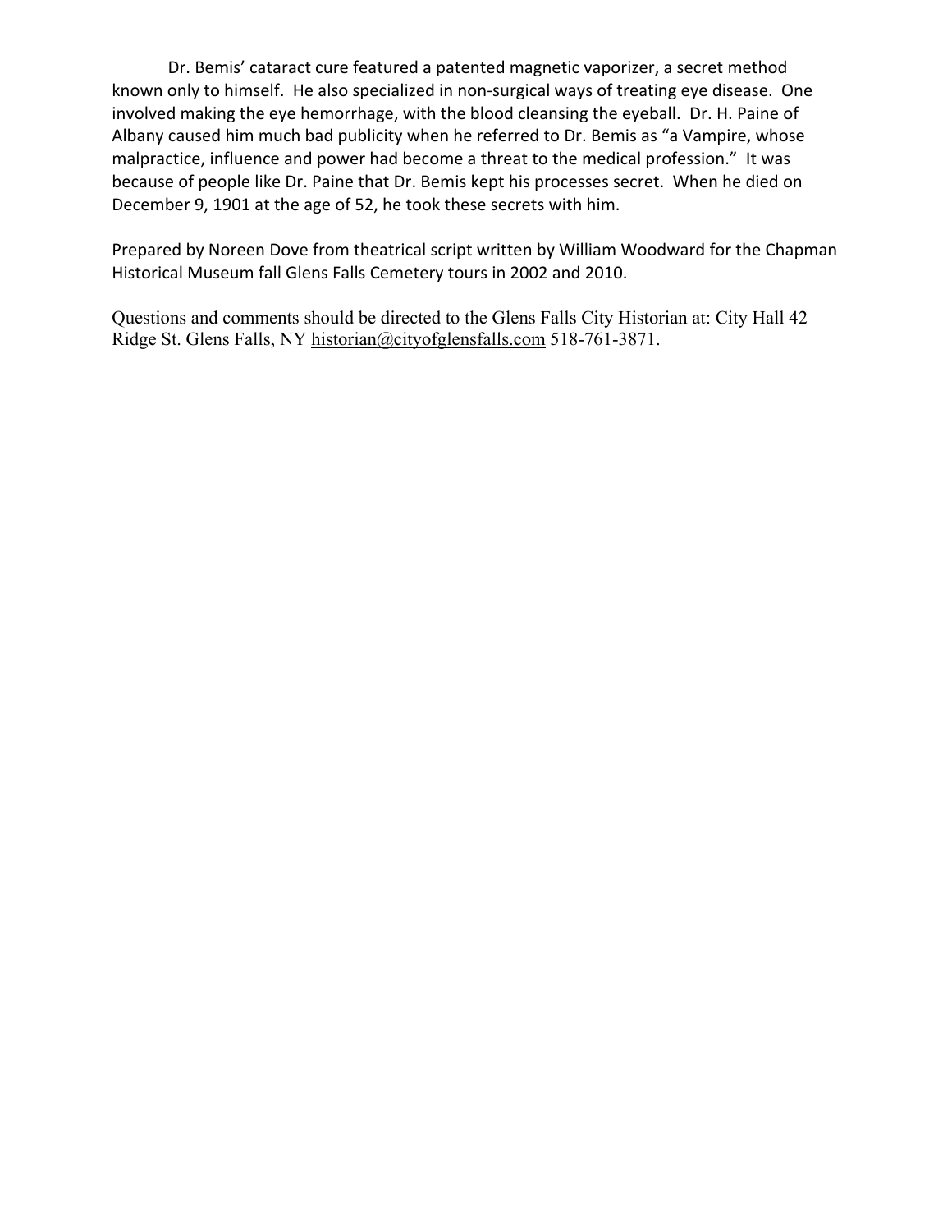Dr. Bemis' cataract cure featured a patented magnetic vaporizer, a secret method known only to himself. He also specialized in non-surgical ways of treating eye disease. One involved making the eye hemorrhage, with the blood cleansing the eyeball. Dr. H. Paine of Albany caused him much bad publicity when he referred to Dr. Bemis as "a Vampire, whose malpractice, influence and power had become a threat to the medical profession." It was because of people like Dr. Paine that Dr. Bemis kept his processes secret. When he died on December 9, 1901 at the age of 52, he took these secrets with him.

Prepared by Noreen Dove from theatrical script written by William Woodward for the Chapman Historical Museum fall Glens Falls Cemetery tours in 2002 and 2010.

Questions and comments should be directed to the Glens Falls City Historian at: City Hall 42 Ridge St. Glens Falls, NY historian@cityofglensfalls.com 518-761-3871.